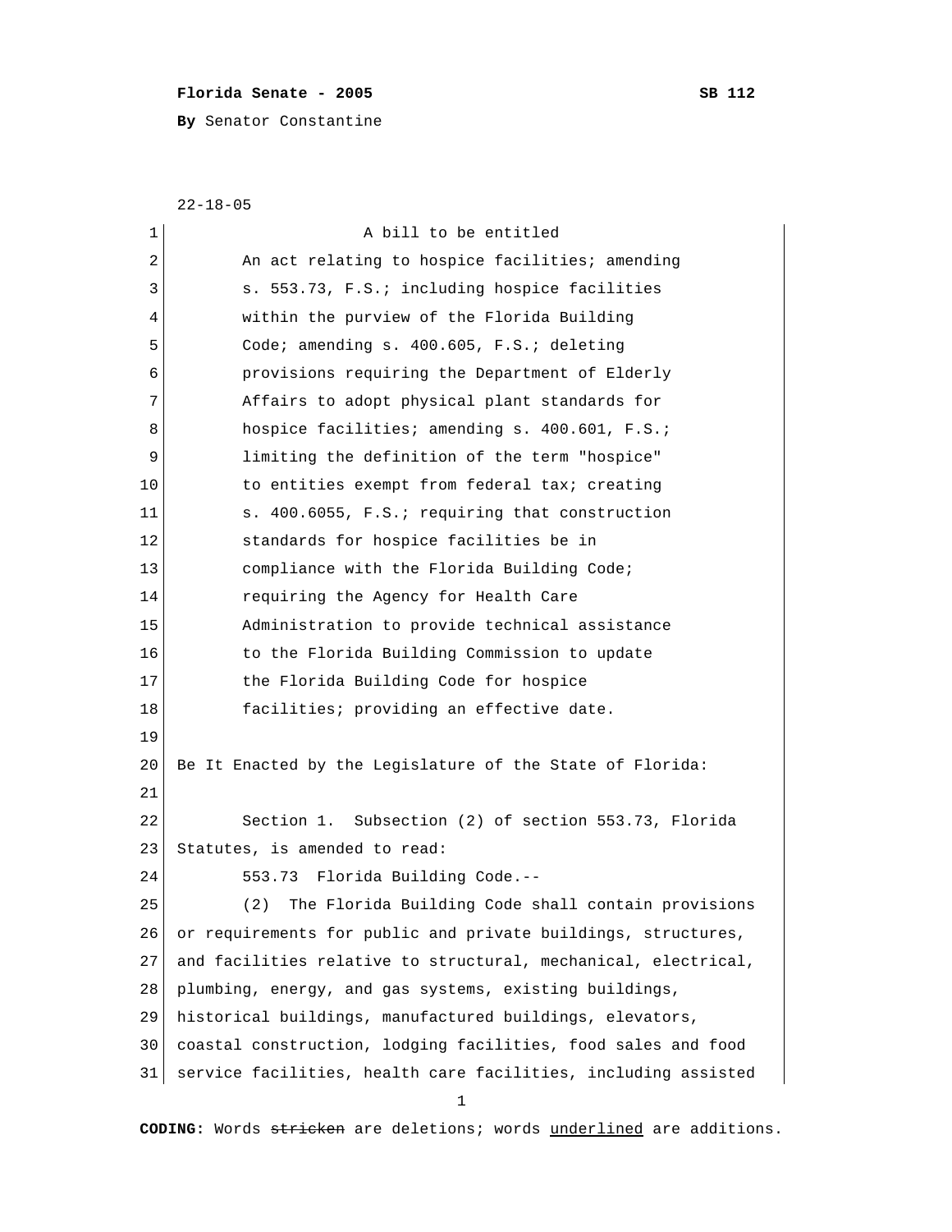**Florida Senate - 2005** **SB 112**

**By** Senator Constantine

22-18-05

A bill to be entitled

An act relating to hospice facilities; amending s. 553.73, F.S.; including hospice facilities within the purview of the Florida Building Code; amending s. 400.605, F.S.; deleting provisions requiring the Department of Elderly Affairs to adopt physical plant standards for hospice facilities; amending s. 400.601, F.S.; limiting the definition of the term "hospice" to entities exempt from federal tax; creating s. 400.6055, F.S.; requiring that construction standards for hospice facilities be in compliance with the Florida Building Code; requiring the Agency for Health Care Administration to provide technical assistance to the Florida Building Commission to update the Florida Building Code for hospice facilities; providing an effective date.

Be It Enacted by the Legislature of the State of Florida:

Section 1. Subsection (2) of section 553.73, Florida Statutes, is amended to read:

553.73 Florida Building Code.--

(2) The Florida Building Code shall contain provisions or requirements for public and private buildings, structures, and facilities relative to structural, mechanical, electrical, plumbing, energy, and gas systems, existing buildings, historical buildings, manufactured buildings, elevators, coastal construction, lodging facilities, food sales and food service facilities, health care facilities, including assisted

**CODING:** Words ~~stricken~~ are deletions; words <u>underlined</u> are additions.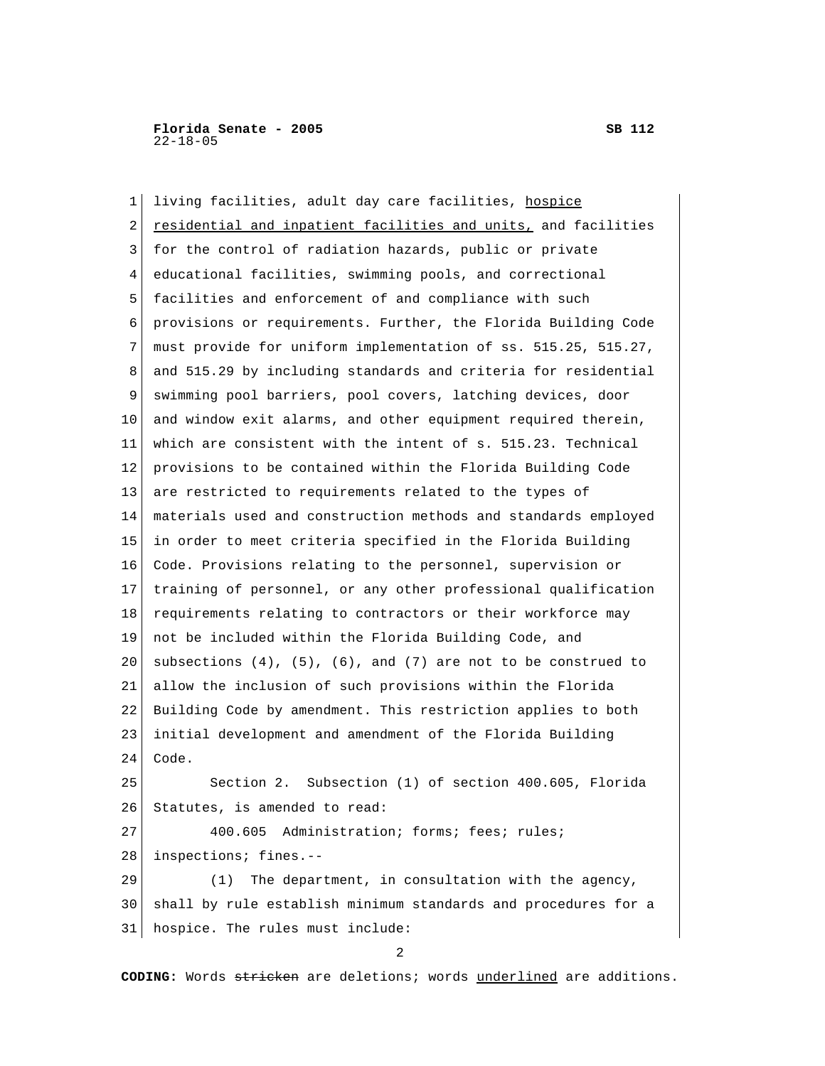living facilities, adult day care facilities, <u>hospice residential and inpatient facilities and units,</u> and facilities for the control of radiation hazards, public or private educational facilities, swimming pools, and correctional facilities and enforcement of and compliance with such provisions or requirements. Further, the Florida Building Code must provide for uniform implementation of ss. 515.25, 515.27, and 515.29 by including standards and criteria for residential swimming pool barriers, pool covers, latching devices, door and window exit alarms, and other equipment required therein, which are consistent with the intent of s. 515.23. Technical provisions to be contained within the Florida Building Code are restricted to requirements related to the types of materials used and construction methods and standards employed in order to meet criteria specified in the Florida Building Code. Provisions relating to the personnel, supervision or training of personnel, or any other professional qualification requirements relating to contractors or their workforce may not be included within the Florida Building Code, and subsections (4), (5), (6), and (7) are not to be construed to allow the inclusion of such provisions within the Florida Building Code by amendment. This restriction applies to both initial development and amendment of the Florida Building Code.

Section 2. Subsection (1) of section 400.605, Florida Statutes, is amended to read:

400.605 Administration; forms; fees; rules; inspections; fines.--

(1) The department, in consultation with the agency, shall by rule establish minimum standards and procedures for a hospice. The rules must include:

**CODING:** Words ~~stricken~~ are deletions; words <u>underlined</u> are additions.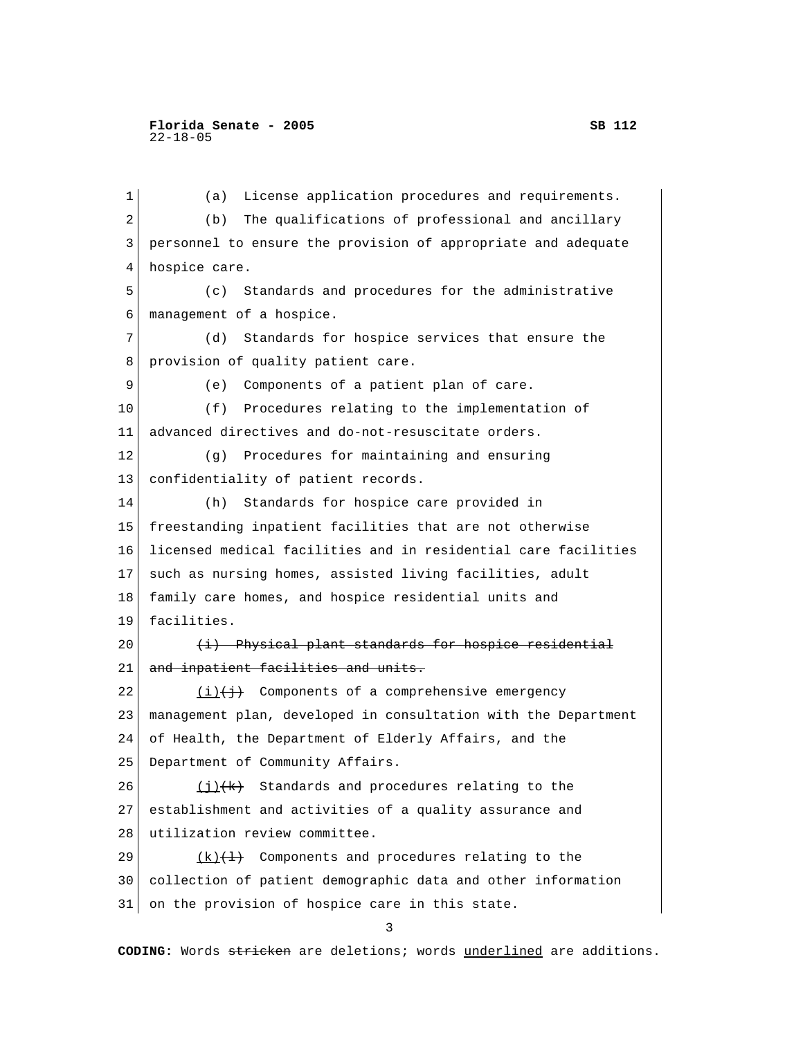(a) License application procedures and requirements.

(b) The qualifications of professional and ancillary personnel to ensure the provision of appropriate and adequate hospice care.

(c) Standards and procedures for the administrative management of a hospice.

(d) Standards for hospice services that ensure the provision of quality patient care.

(e) Components of a patient plan of care.

(f) Procedures relating to the implementation of advanced directives and do-not-resuscitate orders.

(g) Procedures for maintaining and ensuring confidentiality of patient records.

(h) Standards for hospice care provided in freestanding inpatient facilities that are not otherwise licensed medical facilities and in residential care facilities such as nursing homes, assisted living facilities, adult family care homes, and hospice residential units and facilities.

~~(i) Physical plant standards for hospice residential and inpatient facilities and units.~~

<u>(i)</u>~~(j)~~ Components of a comprehensive emergency management plan, developed in consultation with the Department of Health, the Department of Elderly Affairs, and the Department of Community Affairs.

<u>(j)</u>~~(k)~~ Standards and procedures relating to the establishment and activities of a quality assurance and utilization review committee.

<u>(k)</u>~~(l)~~ Components and procedures relating to the collection of patient demographic data and other information on the provision of hospice care in this state.

**CODING:** Words ~~stricken~~ are deletions; words <u>underlined</u> are additions.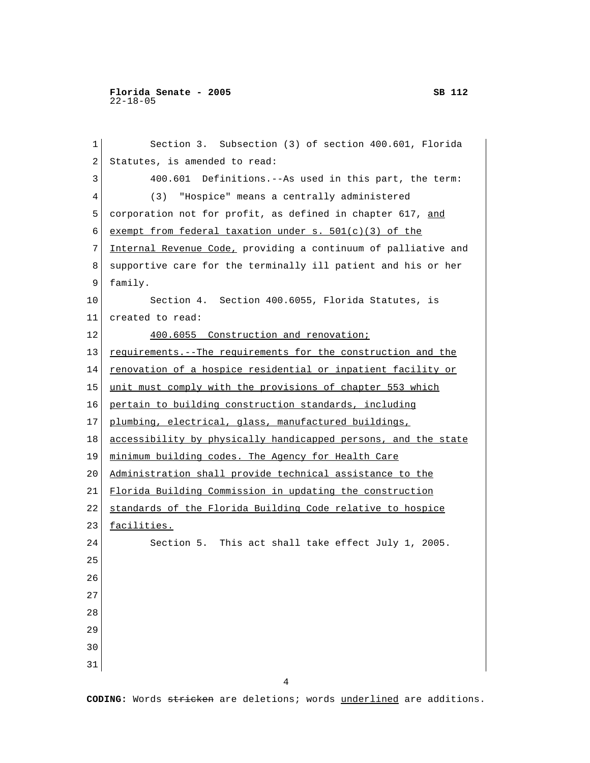Section 3. Subsection (3) of section 400.601, Florida Statutes, is amended to read:

400.601 Definitions.--As used in this part, the term:

(3) "Hospice" means a centrally administered corporation not for profit, as defined in chapter 617, <u>and exempt from federal taxation under s. 501(c)(3) of the Internal Revenue Code,</u> providing a continuum of palliative and supportive care for the terminally ill patient and his or her family.

Section 4. Section 400.6055, Florida Statutes, is created to read:

<u>400.6055 Construction and renovation; requirements.--The requirements for the construction and the renovation of a hospice residential or inpatient facility or unit must comply with the provisions of chapter 553 which pertain to building construction standards, including plumbing, electrical, glass, manufactured buildings, accessibility by physically handicapped persons, and the state minimum building codes. The Agency for Health Care Administration shall provide technical assistance to the Florida Building Commission in updating the construction standards of the Florida Building Code relative to hospice facilities.</u>

Section 5. This act shall take effect July 1, 2005.

**CODING:** Words ~~stricken~~ are deletions; words <u>underlined</u> are additions.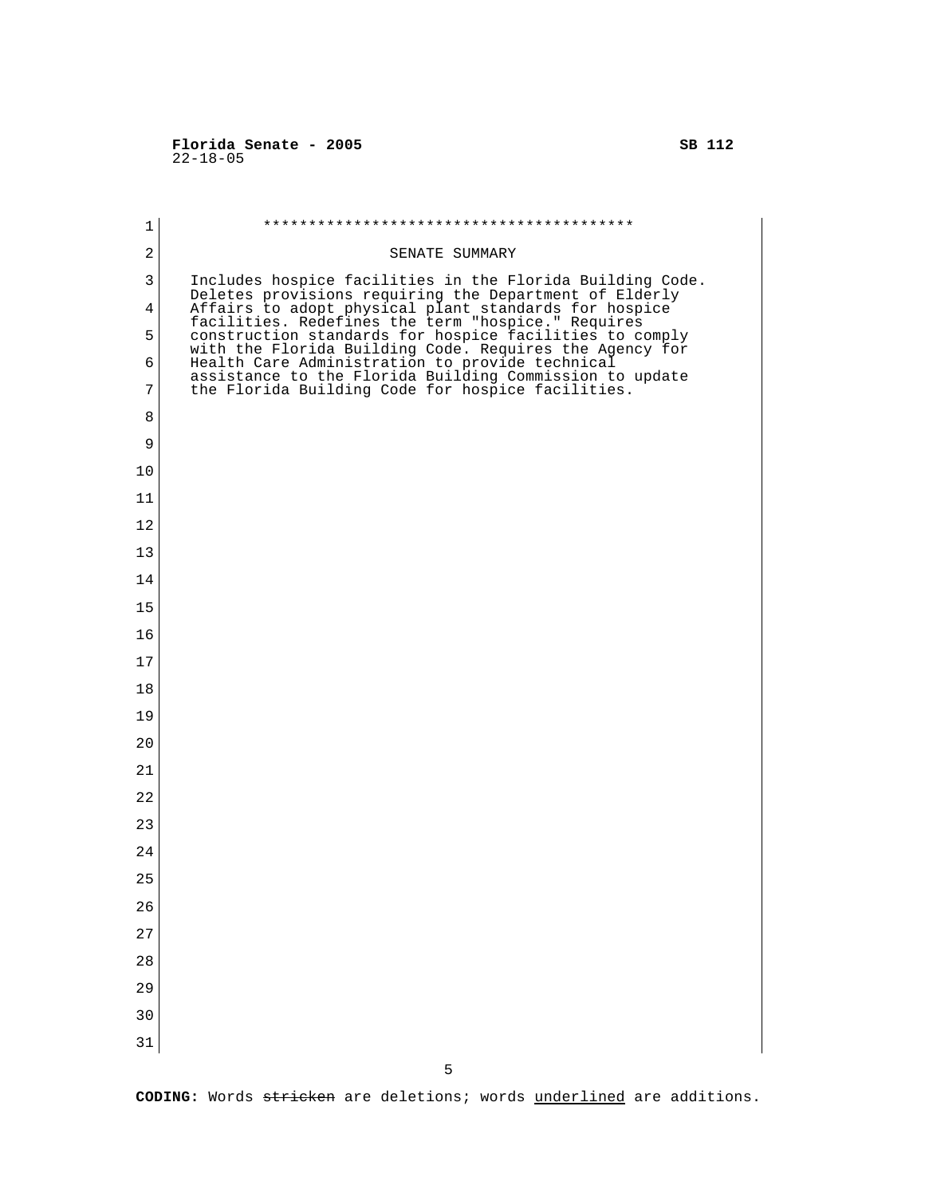*****************************************

SENATE SUMMARY

Includes hospice facilities in the Florida Building Code. Deletes provisions requiring the Department of Elderly Affairs to adopt physical plant standards for hospice facilities. Redefines the term "hospice." Requires construction standards for hospice facilities to comply with the Florida Building Code. Requires the Agency for Health Care Administration to provide technical assistance to the Florida Building Commission to update the Florida Building Code for hospice facilities.

**CODING:** Words ~~stricken~~ are deletions; words <u>underlined</u> are additions.